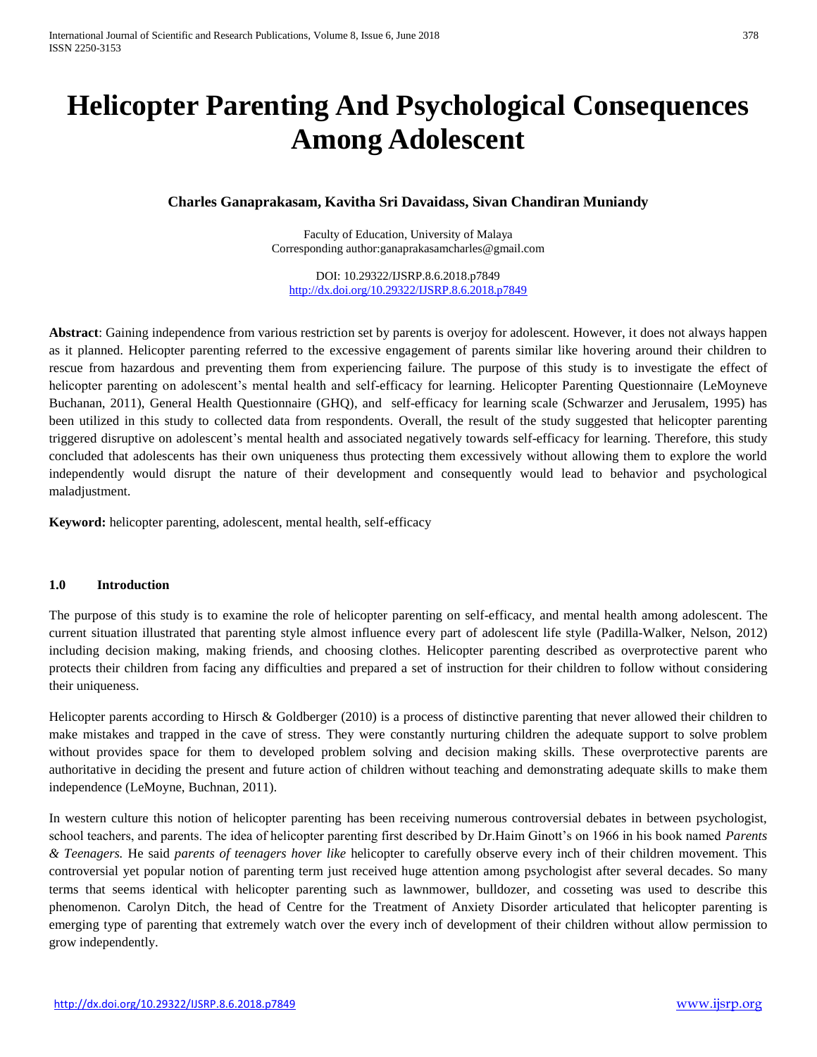# Helicopter Parenting And Psychological Consequences Among Adolescent

**Charles Ganaprakasam, Kavitha Sri Davaidass, Sivan Chandiran Muniandy**

Faculty of Education, University of Malaya
Corresponding author:ganaprakasamcharles@gmail.com

DOI: 10.29322/IJSRP.8.6.2018.p7849
http://dx.doi.org/10.29322/IJSRP.8.6.2018.p7849

**Abstract**: Gaining independence from various restriction set by parents is overjoy for adolescent. However, it does not always happen as it planned. Helicopter parenting referred to the excessive engagement of parents similar like hovering around their children to rescue from hazardous and preventing them from experiencing failure. The purpose of this study is to investigate the effect of helicopter parenting on adolescent's mental health and self-efficacy for learning. Helicopter Parenting Questionnaire (LeMoyneve Buchanan, 2011), General Health Questionnaire (GHQ), and self-efficacy for learning scale (Schwarzer and Jerusalem, 1995) has been utilized in this study to collected data from respondents. Overall, the result of the study suggested that helicopter parenting triggered disruptive on adolescent's mental health and associated negatively towards self-efficacy for learning. Therefore, this study concluded that adolescents has their own uniqueness thus protecting them excessively without allowing them to explore the world independently would disrupt the nature of their development and consequently would lead to behavior and psychological maladjustment.

**Keyword:** helicopter parenting, adolescent, mental health, self-efficacy

## 1.0 Introduction

The purpose of this study is to examine the role of helicopter parenting on self-efficacy, and mental health among adolescent. The current situation illustrated that parenting style almost influence every part of adolescent life style (Padilla-Walker, Nelson, 2012) including decision making, making friends, and choosing clothes. Helicopter parenting described as overprotective parent who protects their children from facing any difficulties and prepared a set of instruction for their children to follow without considering their uniqueness.

Helicopter parents according to Hirsch & Goldberger (2010) is a process of distinctive parenting that never allowed their children to make mistakes and trapped in the cave of stress. They were constantly nurturing children the adequate support to solve problem without provides space for them to developed problem solving and decision making skills. These overprotective parents are authoritative in deciding the present and future action of children without teaching and demonstrating adequate skills to make them independence (LeMoyne, Buchnan, 2011).

In western culture this notion of helicopter parenting has been receiving numerous controversial debates in between psychologist, school teachers, and parents. The idea of helicopter parenting first described by Dr.Haim Ginott's on 1966 in his book named *Parents & Teenagers.* He said *parents of teenagers hover like* helicopter to carefully observe every inch of their children movement. This controversial yet popular notion of parenting term just received huge attention among psychologist after several decades. So many terms that seems identical with helicopter parenting such as lawnmower, bulldozer, and cosseting was used to describe this phenomenon. Carolyn Ditch, the head of Centre for the Treatment of Anxiety Disorder articulated that helicopter parenting is emerging type of parenting that extremely watch over the every inch of development of their children without allow permission to grow independently.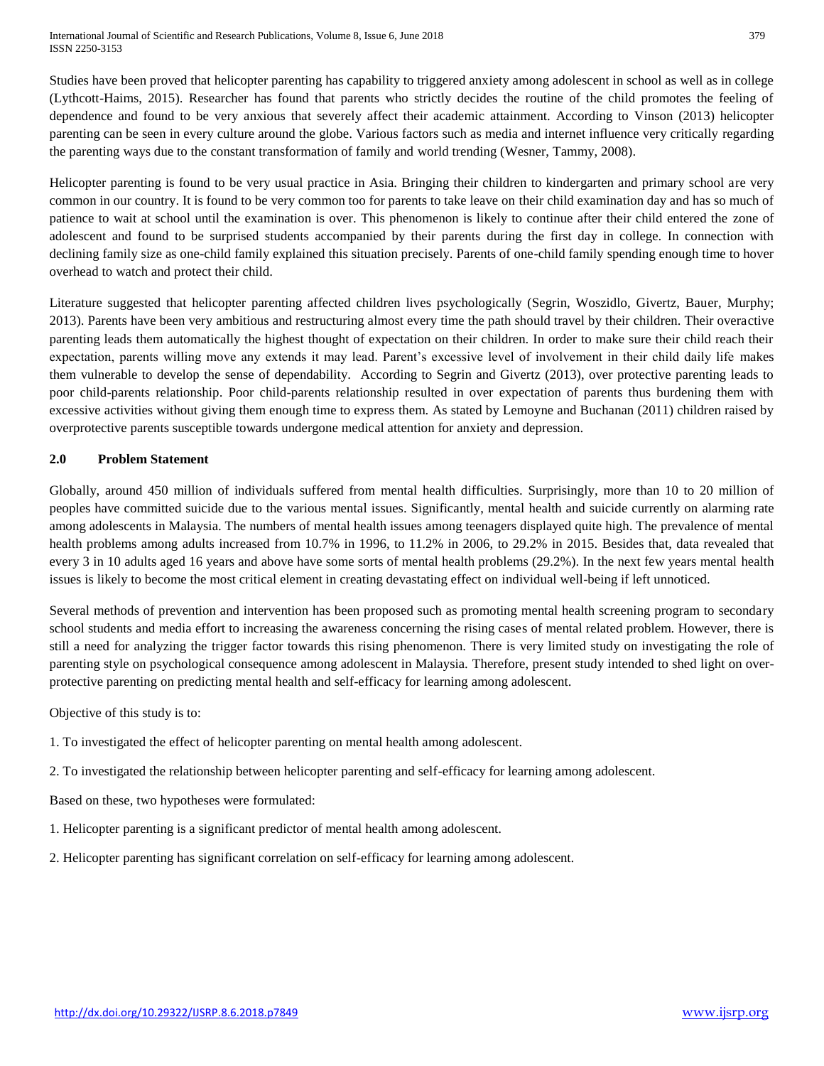Studies have been proved that helicopter parenting has capability to triggered anxiety among adolescent in school as well as in college (Lythcott-Haims, 2015). Researcher has found that parents who strictly decides the routine of the child promotes the feeling of dependence and found to be very anxious that severely affect their academic attainment. According to Vinson (2013) helicopter parenting can be seen in every culture around the globe. Various factors such as media and internet influence very critically regarding the parenting ways due to the constant transformation of family and world trending (Wesner, Tammy, 2008).

Helicopter parenting is found to be very usual practice in Asia. Bringing their children to kindergarten and primary school are very common in our country. It is found to be very common too for parents to take leave on their child examination day and has so much of patience to wait at school until the examination is over. This phenomenon is likely to continue after their child entered the zone of adolescent and found to be surprised students accompanied by their parents during the first day in college. In connection with declining family size as one-child family explained this situation precisely. Parents of one-child family spending enough time to hover overhead to watch and protect their child.

Literature suggested that helicopter parenting affected children lives psychologically (Segrin, Woszidlo, Givertz, Bauer, Murphy; 2013). Parents have been very ambitious and restructuring almost every time the path should travel by their children. Their overactive parenting leads them automatically the highest thought of expectation on their children. In order to make sure their child reach their expectation, parents willing move any extends it may lead. Parent's excessive level of involvement in their child daily life makes them vulnerable to develop the sense of dependability. According to Segrin and Givertz (2013), over protective parenting leads to poor child-parents relationship. Poor child-parents relationship resulted in over expectation of parents thus burdening them with excessive activities without giving them enough time to express them. As stated by Lemoyne and Buchanan (2011) children raised by overprotective parents susceptible towards undergone medical attention for anxiety and depression.

## 2.0 Problem Statement

Globally, around 450 million of individuals suffered from mental health difficulties. Surprisingly, more than 10 to 20 million of peoples have committed suicide due to the various mental issues. Significantly, mental health and suicide currently on alarming rate among adolescents in Malaysia. The numbers of mental health issues among teenagers displayed quite high. The prevalence of mental health problems among adults increased from 10.7% in 1996, to 11.2% in 2006, to 29.2% in 2015. Besides that, data revealed that every 3 in 10 adults aged 16 years and above have some sorts of mental health problems (29.2%). In the next few years mental health issues is likely to become the most critical element in creating devastating effect on individual well-being if left unnoticed.

Several methods of prevention and intervention has been proposed such as promoting mental health screening program to secondary school students and media effort to increasing the awareness concerning the rising cases of mental related problem. However, there is still a need for analyzing the trigger factor towards this rising phenomenon. There is very limited study on investigating the role of parenting style on psychological consequence among adolescent in Malaysia. Therefore, present study intended to shed light on over-protective parenting on predicting mental health and self-efficacy for learning among adolescent.

Objective of this study is to:

1. To investigated the effect of helicopter parenting on mental health among adolescent.
2. To investigated the relationship between helicopter parenting and self-efficacy for learning among adolescent.

Based on these, two hypotheses were formulated:

1. Helicopter parenting is a significant predictor of mental health among adolescent.
2. Helicopter parenting has significant correlation on self-efficacy for learning among adolescent.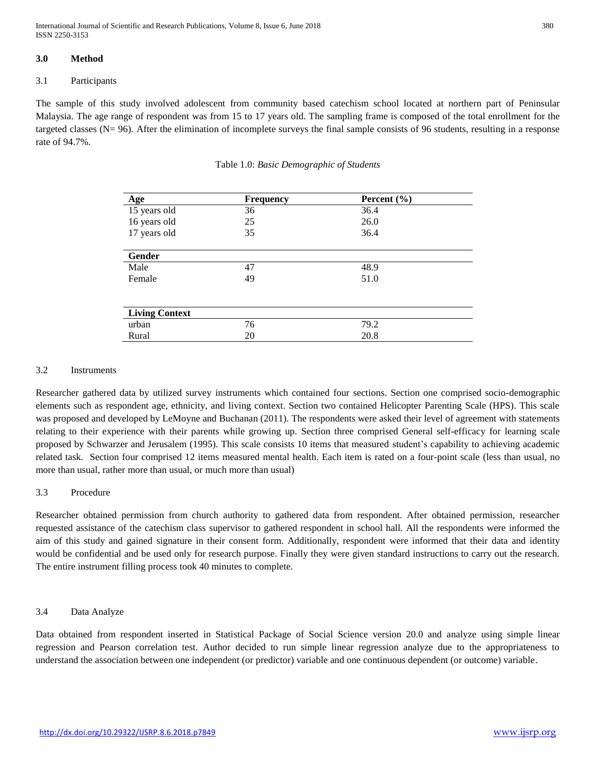## 3.0 Method

### 3.1 Participants

The sample of this study involved adolescent from community based catechism school located at northern part of Peninsular Malaysia. The age range of respondent was from 15 to 17 years old. The sampling frame is composed of the total enrollment for the targeted classes (N= 96). After the elimination of incomplete surveys the final sample consists of 96 students, resulting in a response rate of 94.7%.

Table 1.0: *Basic Demographic of Students*

| Age | Frequency | Percent (%) |
|---|---|---|
| 15 years old | 36 | 36.4 |
| 16 years old | 25 | 26.0 |
| 17 years old | 35 | 36.4 |
| **Gender** | | |
| Male | 47 | 48.9 |
| Female | 49 | 51.0 |
| **Living Context** | | |
| urban | 76 | 79.2 |
| Rural | 20 | 20.8 |

### 3.2 Instruments

Researcher gathered data by utilized survey instruments which contained four sections. Section one comprised socio-demographic elements such as respondent age, ethnicity, and living context. Section two contained Helicopter Parenting Scale (HPS). This scale was proposed and developed by LeMoyne and Buchanan (2011). The respondents were asked their level of agreement with statements relating to their experience with their parents while growing up. Section three comprised General self-efficacy for learning scale proposed by Schwarzer and Jerusalem (1995). This scale consists 10 items that measured student's capability to achieving academic related task. Section four comprised 12 items measured mental health. Each item is rated on a four-point scale (less than usual, no more than usual, rather more than usual, or much more than usual)

### 3.3 Procedure

Researcher obtained permission from church authority to gathered data from respondent. After obtained permission, researcher requested assistance of the catechism class supervisor to gathered respondent in school hall. All the respondents were informed the aim of this study and gained signature in their consent form. Additionally, respondent were informed that their data and identity would be confidential and be used only for research purpose. Finally they were given standard instructions to carry out the research. The entire instrument filling process took 40 minutes to complete.

### 3.4 Data Analyze

Data obtained from respondent inserted in Statistical Package of Social Science version 20.0 and analyze using simple linear regression and Pearson correlation test. Author decided to run simple linear regression analyze due to the appropriateness to understand the association between one independent (or predictor) variable and one continuous dependent (or outcome) variable.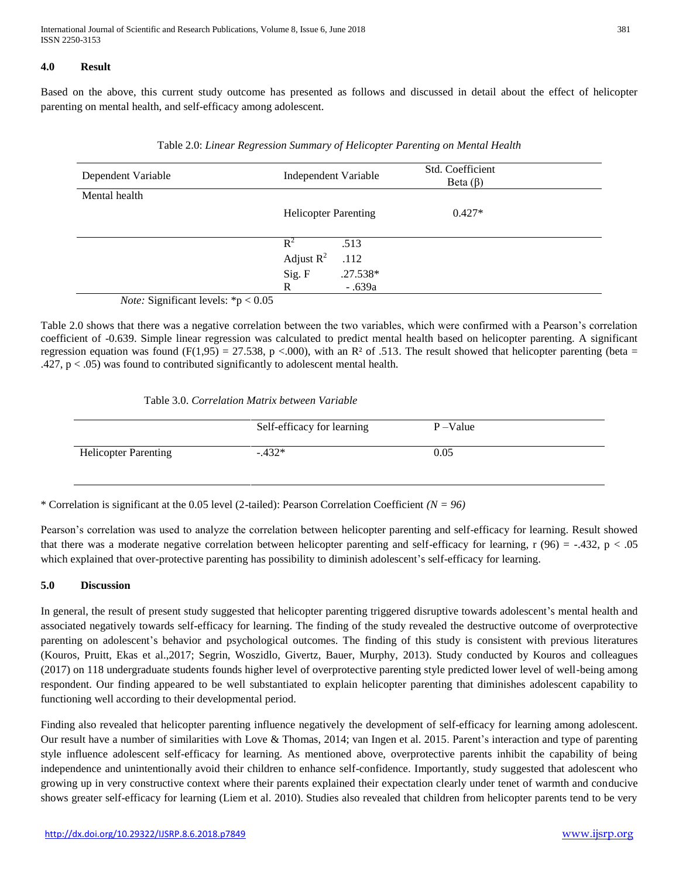## 4.0 Result

Based on the above, this current study outcome has presented as follows and discussed in detail about the effect of helicopter parenting on mental health, and self-efficacy among adolescent.

Table 2.0: *Linear Regression Summary of Helicopter Parenting on Mental Health*

| Dependent Variable | Independent Variable | | Std. Coefficient Beta (β) |
|---|---|---|---|
| Mental health | | | |
| | Helicopter Parenting | | 0.427* |
| | $R^2$ | .513 | |
| | Adjust $R^2$ | .112 | |
| | Sig. F | .27.538* | |
| | R | - .639a | |

*Note:* Significant levels: *$p < 0.05$

Table 2.0 shows that there was a negative correlation between the two variables, which were confirmed with a Pearson's correlation coefficient of -0.639. Simple linear regression was calculated to predict mental health based on helicopter parenting. A significant regression equation was found ($F(1,95) = 27.538$, $p <.000$), with an $R^2$ of .513. The result showed that helicopter parenting (beta = .427, $p < .05$) was found to contributed significantly to adolescent mental health.

Table 3.0. *Correlation Matrix between Variable*

| | Self-efficacy for learning | P –Value |
|---|---|---|
| Helicopter Parenting | -.432* | 0.05 |

* Correlation is significant at the 0.05 level (2-tailed): Pearson Correlation Coefficient *(N = 96)*

Pearson's correlation was used to analyze the correlation between helicopter parenting and self-efficacy for learning. Result showed that there was a moderate negative correlation between helicopter parenting and self-efficacy for learning, $r (96) = -.432$, $p < .05$ which explained that over-protective parenting has possibility to diminish adolescent's self-efficacy for learning.

## 5.0 Discussion

In general, the result of present study suggested that helicopter parenting triggered disruptive towards adolescent's mental health and associated negatively towards self-efficacy for learning. The finding of the study revealed the destructive outcome of overprotective parenting on adolescent's behavior and psychological outcomes. The finding of this study is consistent with previous literatures (Kouros, Pruitt, Ekas et al.,2017; Segrin, Woszidlo, Givertz, Bauer, Murphy, 2013). Study conducted by Kouros and colleagues (2017) on 118 undergraduate students founds higher level of overprotective parenting style predicted lower level of well-being among respondent. Our finding appeared to be well substantiated to explain helicopter parenting that diminishes adolescent capability to functioning well according to their developmental period.

Finding also revealed that helicopter parenting influence negatively the development of self-efficacy for learning among adolescent. Our result have a number of similarities with Love & Thomas, 2014; van Ingen et al. 2015. Parent's interaction and type of parenting style influence adolescent self-efficacy for learning. As mentioned above, overprotective parents inhibit the capability of being independence and unintentionally avoid their children to enhance self-confidence. Importantly, study suggested that adolescent who growing up in very constructive context where their parents explained their expectation clearly under tenet of warmth and conducive shows greater self-efficacy for learning (Liem et al. 2010). Studies also revealed that children from helicopter parents tend to be very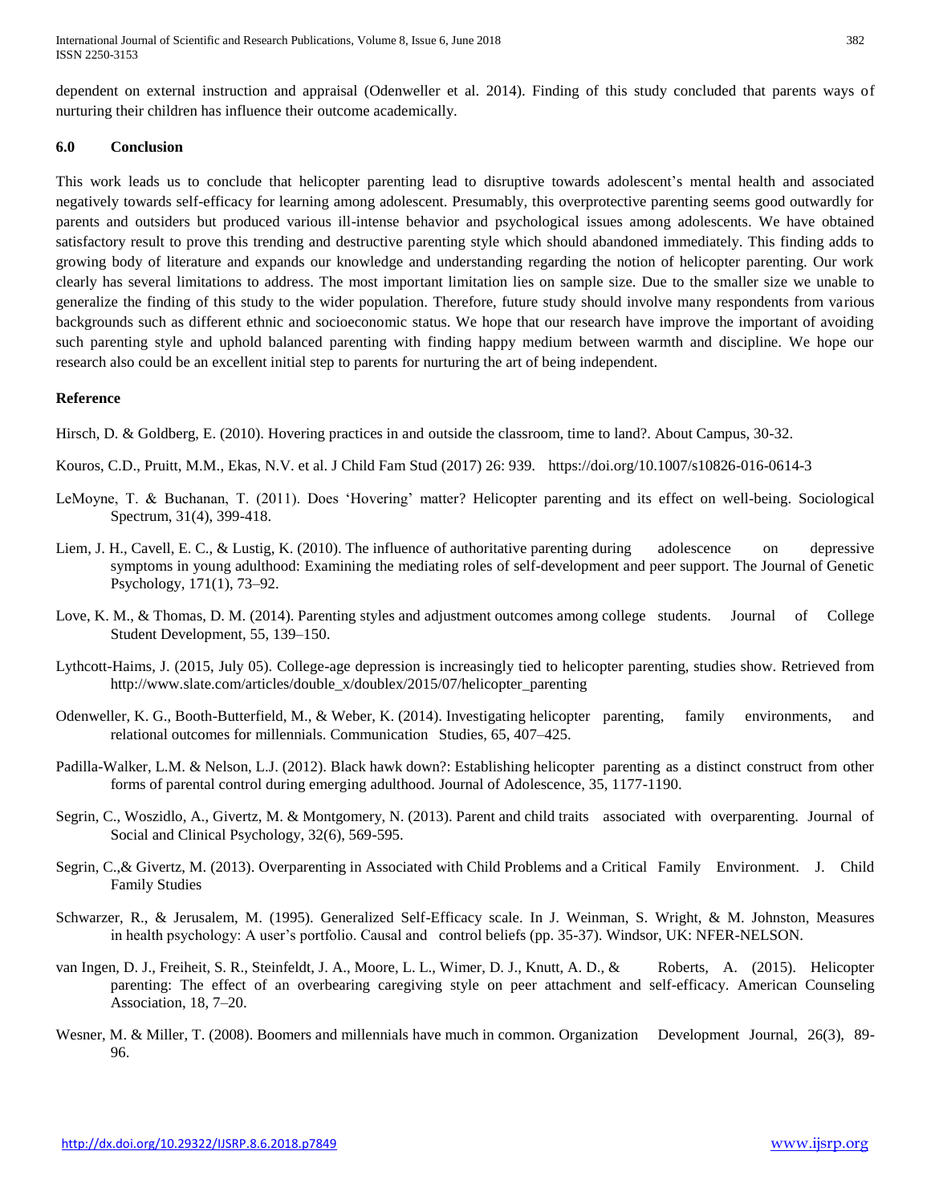dependent on external instruction and appraisal (Odenweller et al. 2014). Finding of this study concluded that parents ways of nurturing their children has influence their outcome academically.

## 6.0 Conclusion

This work leads us to conclude that helicopter parenting lead to disruptive towards adolescent's mental health and associated negatively towards self-efficacy for learning among adolescent. Presumably, this overprotective parenting seems good outwardly for parents and outsiders but produced various ill-intense behavior and psychological issues among adolescents. We have obtained satisfactory result to prove this trending and destructive parenting style which should abandoned immediately. This finding adds to growing body of literature and expands our knowledge and understanding regarding the notion of helicopter parenting. Our work clearly has several limitations to address. The most important limitation lies on sample size. Due to the smaller size we unable to generalize the finding of this study to the wider population. Therefore, future study should involve many respondents from various backgrounds such as different ethnic and socioeconomic status. We hope that our research have improve the important of avoiding such parenting style and uphold balanced parenting with finding happy medium between warmth and discipline. We hope our research also could be an excellent initial step to parents for nurturing the art of being independent.

## Reference

Hirsch, D. & Goldberg, E. (2010). Hovering practices in and outside the classroom, time to land?. About Campus, 30-32.

Kouros, C.D., Pruitt, M.M., Ekas, N.V. et al. J Child Fam Stud (2017) 26: 939. https://doi.org/10.1007/s10826-016-0614-3

LeMoyne, T. & Buchanan, T. (2011). Does 'Hovering' matter? Helicopter parenting and its effect on well-being. Sociological Spectrum, 31(4), 399-418.

Liem, J. H., Cavell, E. C., & Lustig, K. (2010). The influence of authoritative parenting during adolescence on depressive symptoms in young adulthood: Examining the mediating roles of self-development and peer support. The Journal of Genetic Psychology, 171(1), 73–92.

Love, K. M., & Thomas, D. M. (2014). Parenting styles and adjustment outcomes among college students. Journal of College Student Development, 55, 139–150.

Lythcott-Haims, J. (2015, July 05). College-age depression is increasingly tied to helicopter parenting, studies show. Retrieved from http://www.slate.com/articles/double_x/doublex/2015/07/helicopter_parenting

Odenweller, K. G., Booth-Butterfield, M., & Weber, K. (2014). Investigating helicopter parenting, family environments, and relational outcomes for millennials. Communication Studies, 65, 407–425.

Padilla-Walker, L.M. & Nelson, L.J. (2012). Black hawk down?: Establishing helicopter parenting as a distinct construct from other forms of parental control during emerging adulthood. Journal of Adolescence, 35, 1177-1190.

Segrin, C., Woszidlo, A., Givertz, M. & Montgomery, N. (2013). Parent and child traits associated with overparenting. Journal of Social and Clinical Psychology, 32(6), 569-595.

Segrin, C.,& Givertz, M. (2013). Overparenting in Associated with Child Problems and a Critical Family Environment. J. Child Family Studies

Schwarzer, R., & Jerusalem, M. (1995). Generalized Self-Efficacy scale. In J. Weinman, S. Wright, & M. Johnston, Measures in health psychology: A user's portfolio. Causal and control beliefs (pp. 35-37). Windsor, UK: NFER-NELSON.

van Ingen, D. J., Freiheit, S. R., Steinfeldt, J. A., Moore, L. L., Wimer, D. J., Knutt, A. D., & Roberts, A. (2015). Helicopter parenting: The effect of an overbearing caregiving style on peer attachment and self-efficacy. American Counseling Association, 18, 7–20.

Wesner, M. & Miller, T. (2008). Boomers and millennials have much in common. Organization Development Journal, 26(3), 89-96.